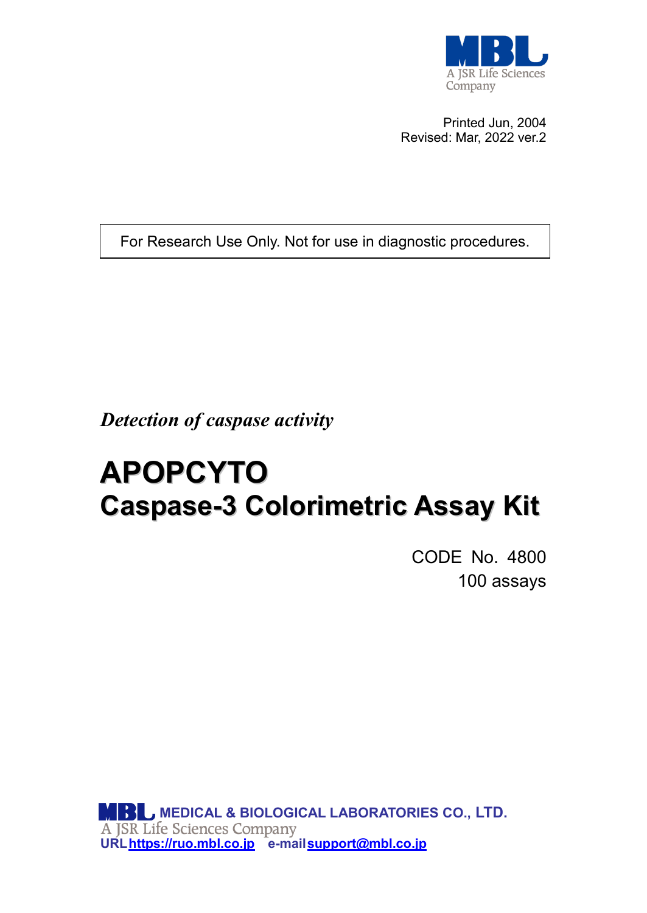MBL
A JSR Life Sciences Company

Printed Jun, 2004
Revised: Mar, 2022 ver.2

For Research Use Only. Not for use in diagnostic procedures.

*Detection of caspase activity*

# APOPCYTO
# Caspase-3 Colorimetric Assay Kit

CODE No. 4800
100 assays

**MBL MEDICAL & BIOLOGICAL LABORATORIES CO., LTD.**
A JSR Life Sciences Company
URL https://ruo.mbl.co.jp e-mail support@mbl.co.jp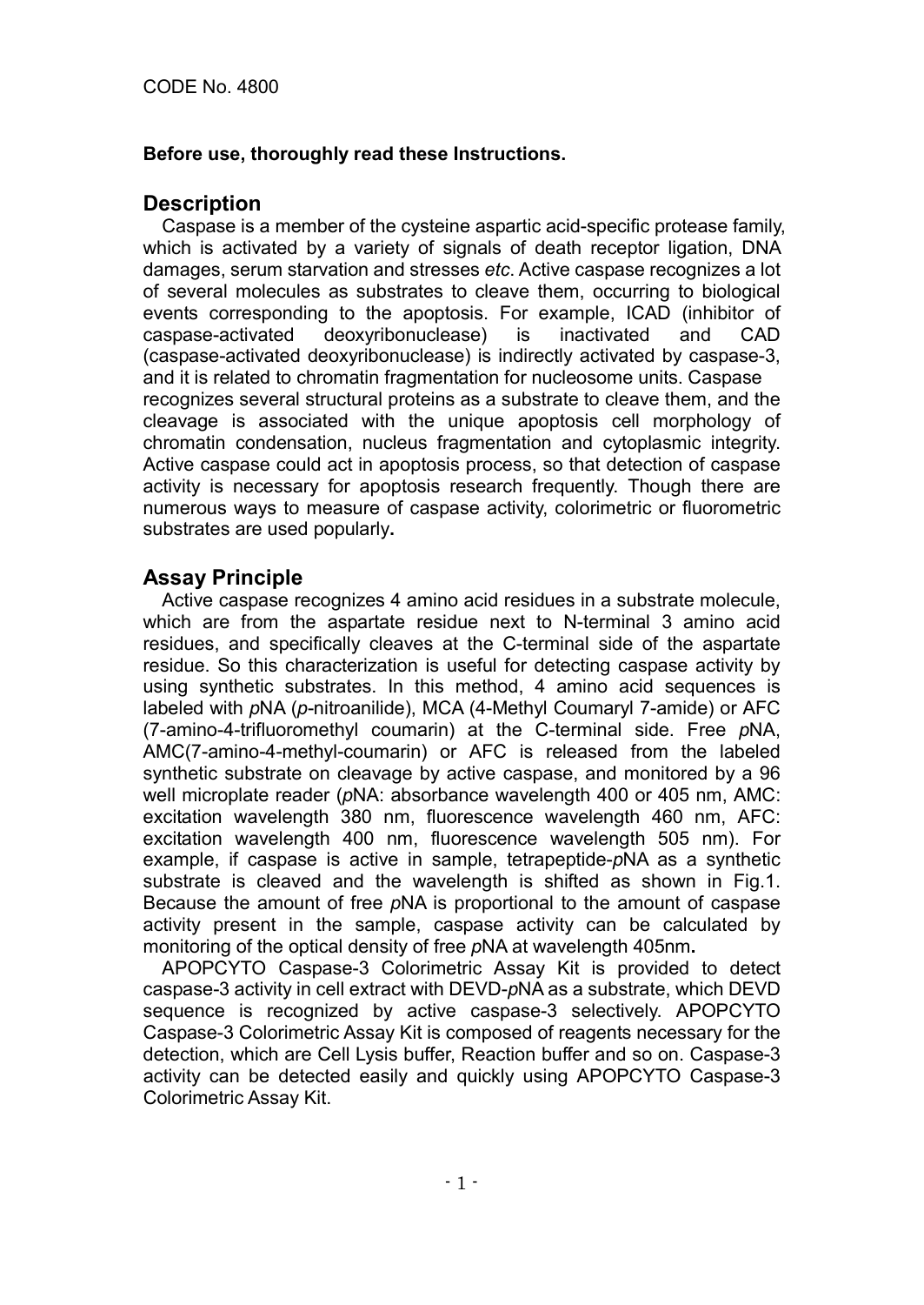CODE No. 4800

**Before use, thoroughly read these Instructions.**

## Description

Caspase is a member of the cysteine aspartic acid-specific protease family, which is activated by a variety of signals of death receptor ligation, DNA damages, serum starvation and stresses *etc*. Active caspase recognizes a lot of several molecules as substrates to cleave them, occurring to biological events corresponding to the apoptosis. For example, ICAD (inhibitor of caspase-activated deoxyribonuclease) is inactivated and CAD (caspase-activated deoxyribonuclease) is indirectly activated by caspase-3, and it is related to chromatin fragmentation for nucleosome units. Caspase recognizes several structural proteins as a substrate to cleave them, and the cleavage is associated with the unique apoptosis cell morphology of chromatin condensation, nucleus fragmentation and cytoplasmic integrity. Active caspase could act in apoptosis process, so that detection of caspase activity is necessary for apoptosis research frequently. Though there are numerous ways to measure of caspase activity, colorimetric or fluorometric substrates are used popularly**.**

## Assay Principle

Active caspase recognizes 4 amino acid residues in a substrate molecule, which are from the aspartate residue next to N-terminal 3 amino acid residues, and specifically cleaves at the C-terminal side of the aspartate residue. So this characterization is useful for detecting caspase activity by using synthetic substrates. In this method, 4 amino acid sequences is labeled with *p*NA (*p*-nitroanilide), MCA (4-Methyl Coumaryl 7-amide) or AFC (7-amino-4-trifluoromethyl coumarin) at the C-terminal side. Free *p*NA, AMC(7-amino-4-methyl-coumarin) or AFC is released from the labeled synthetic substrate on cleavage by active caspase, and monitored by a 96 well microplate reader (*p*NA: absorbance wavelength 400 or 405 nm, AMC: excitation wavelength 380 nm, fluorescence wavelength 460 nm, AFC: excitation wavelength 400 nm, fluorescence wavelength 505 nm). For example, if caspase is active in sample, tetrapeptide-*p*NA as a synthetic substrate is cleaved and the wavelength is shifted as shown in Fig.1. Because the amount of free *p*NA is proportional to the amount of caspase activity present in the sample, caspase activity can be calculated by monitoring of the optical density of free *p*NA at wavelength 405nm**.**

APOPCYTO Caspase-3 Colorimetric Assay Kit is provided to detect caspase-3 activity in cell extract with DEVD-*p*NA as a substrate, which DEVD sequence is recognized by active caspase-3 selectively. APOPCYTO Caspase-3 Colorimetric Assay Kit is composed of reagents necessary for the detection, which are Cell Lysis buffer, Reaction buffer and so on. Caspase-3 activity can be detected easily and quickly using APOPCYTO Caspase-3 Colorimetric Assay Kit.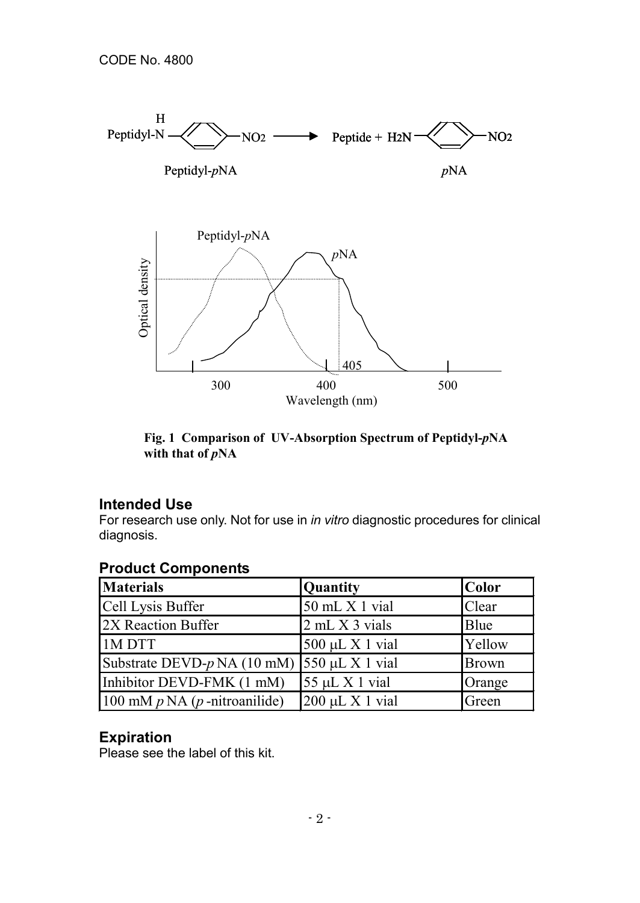Peptidyl-N(H)–C₆H₄–$NO_2$ → Peptide + $H_2N$–C₆H₄–$NO_2$

Peptidyl-*p*NA → *p*NA

**Fig. 1 Comparison of UV-Absorption Spectrum of Peptidyl-*p*NA with that of *p*NA**

## Intended Use

For research use only. Not for use in *in vitro* diagnostic procedures for clinical diagnosis.

## Product Components

| Materials | Quantity | Color |
|---|---|---|
| Cell Lysis Buffer | 50 mL X 1 vial | Clear |
| 2X Reaction Buffer | 2 mL X 3 vials | Blue |
| 1M DTT | 500 μL X 1 vial | Yellow |
| Substrate DEVD-*p* NA (10 mM) | 550 μL X 1 vial | Brown |
| Inhibitor DEVD-FMK (1 mM) | 55 μL X 1 vial | Orange |
| 100 mM *p* NA (*p* -nitroanilide) | 200 μL X 1 vial | Green |

## Expiration

Please see the label of this kit.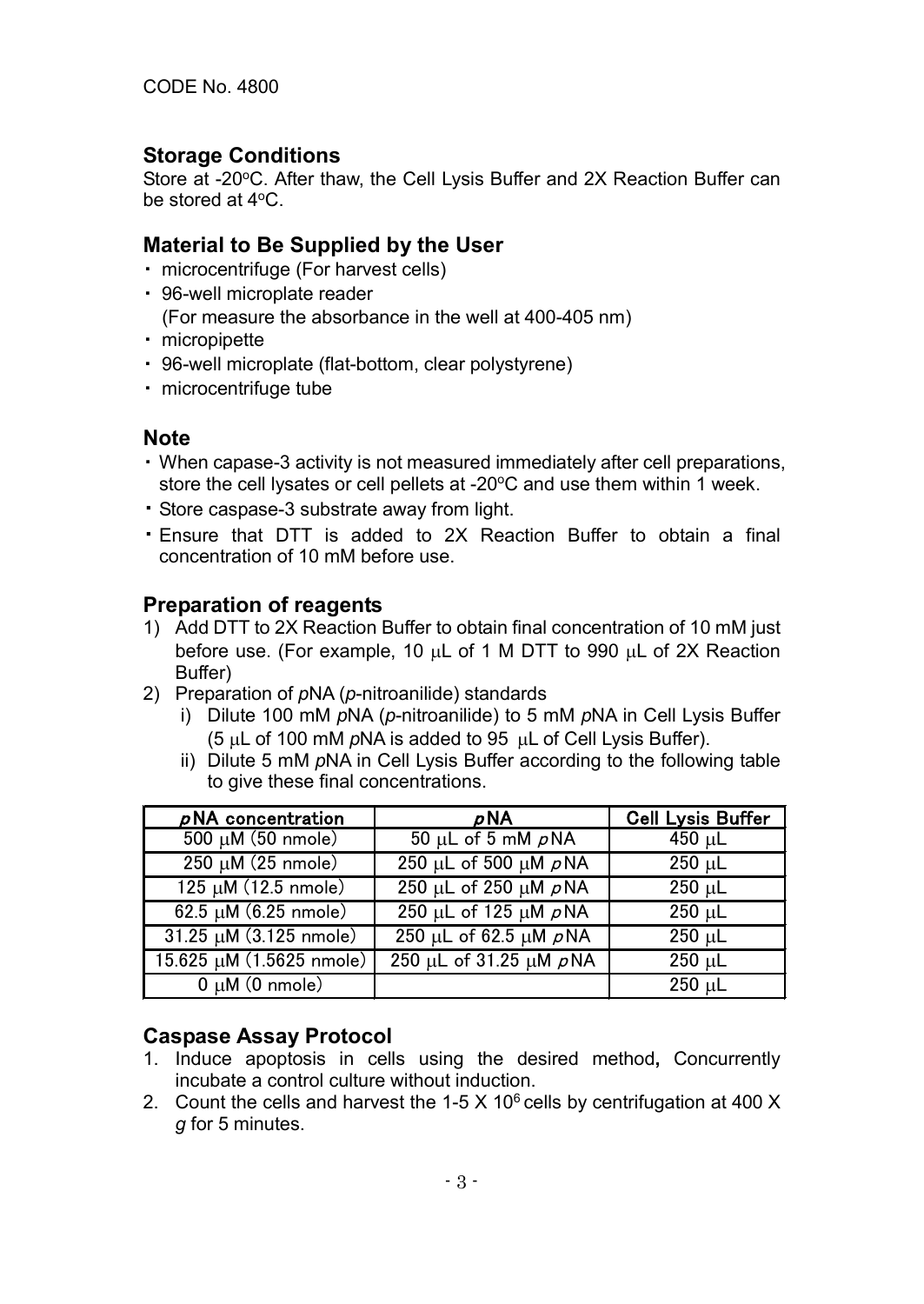CODE No. 4800

## Storage Conditions

Store at -20°C. After thaw, the Cell Lysis Buffer and 2X Reaction Buffer can be stored at 4°C.

## Material to Be Supplied by the User

- microcentrifuge (For harvest cells)
- 96-well microplate reader
  (For measure the absorbance in the well at 400-405 nm)
- micropipette
- 96-well microplate (flat-bottom, clear polystyrene)
- microcentrifuge tube

## Note

- When capase-3 activity is not measured immediately after cell preparations, store the cell lysates or cell pellets at -20°C and use them within 1 week.
- Store caspase-3 substrate away from light.
- Ensure that DTT is added to 2X Reaction Buffer to obtain a final concentration of 10 mM before use.

## Preparation of reagents

1) Add DTT to 2X Reaction Buffer to obtain final concentration of 10 mM just before use. (For example, 10 μL of 1 M DTT to 990 μL of 2X Reaction Buffer)
2) Preparation of *p*NA (*p*-nitroanilide) standards
   i) Dilute 100 mM *p*NA (*p*-nitroanilide) to 5 mM *p*NA in Cell Lysis Buffer (5 μL of 100 mM *p*NA is added to 95 μL of Cell Lysis Buffer).
   ii) Dilute 5 mM *p*NA in Cell Lysis Buffer according to the following table to give these final concentrations.

| *p*NA concentration | *p*NA | Cell Lysis Buffer |
|---|---|---|
| 500 μM (50 nmole) | 50 μL of 5 mM *p*NA | 450 μL |
| 250 μM (25 nmole) | 250 μL of 500 μM *p*NA | 250 μL |
| 125 μM (12.5 nmole) | 250 μL of 250 μM *p*NA | 250 μL |
| 62.5 μM (6.25 nmole) | 250 μL of 125 μM *p*NA | 250 μL |
| 31.25 μM (3.125 nmole) | 250 μL of 62.5 μM *p*NA | 250 μL |
| 15.625 μM (1.5625 nmole) | 250 μL of 31.25 μM *p*NA | 250 μL |
| 0 μM (0 nmole) | | 250 μL |

## Caspase Assay Protocol

1. Induce apoptosis in cells using the desired method, Concurrently incubate a control culture without induction.
2. Count the cells and harvest the 1-5 X $10^6$ cells by centrifugation at 400 X *g* for 5 minutes.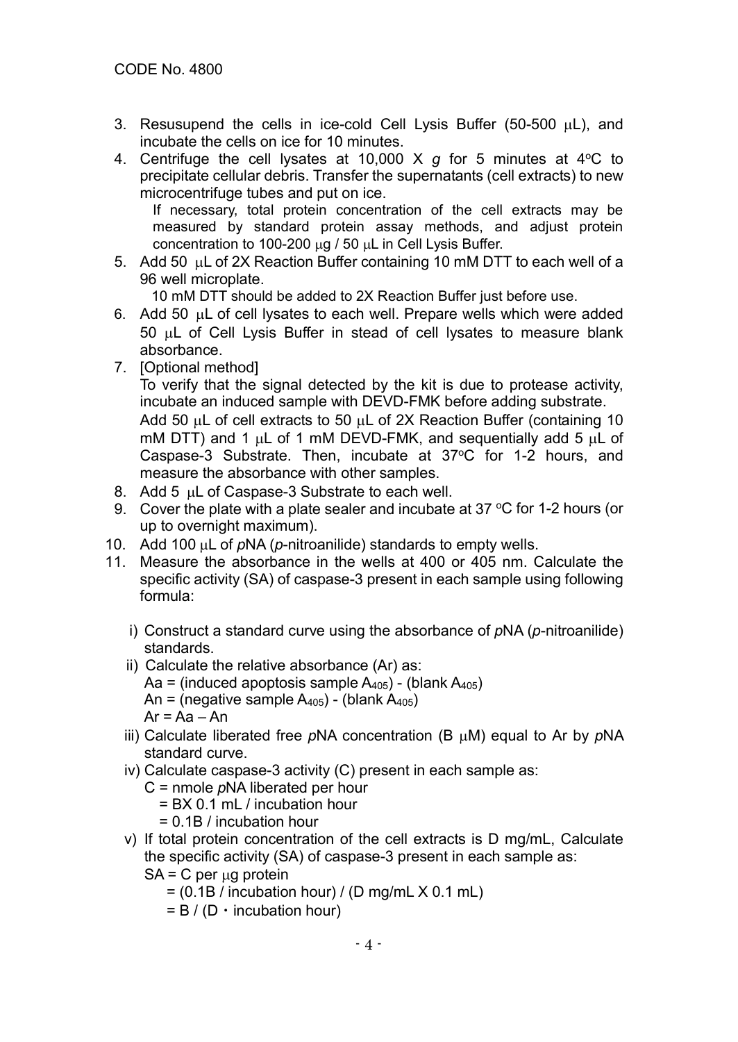CODE No. 4800

3. Resusupend the cells in ice-cold Cell Lysis Buffer (50-500 μL), and incubate the cells on ice for 10 minutes.
4. Centrifuge the cell lysates at 10,000 X *g* for 5 minutes at 4°C to precipitate cellular debris. Transfer the supernatants (cell extracts) to new microcentrifuge tubes and put on ice.
   If necessary, total protein concentration of the cell extracts may be measured by standard protein assay methods, and adjust protein concentration to 100-200 μg / 50 μL in Cell Lysis Buffer.
5. Add 50 μL of 2X Reaction Buffer containing 10 mM DTT to each well of a 96 well microplate.
   10 mM DTT should be added to 2X Reaction Buffer just before use.
6. Add 50 μL of cell lysates to each well. Prepare wells which were added 50 μL of Cell Lysis Buffer in stead of cell lysates to measure blank absorbance.
7. [Optional method]
   To verify that the signal detected by the kit is due to protease activity, incubate an induced sample with DEVD-FMK before adding substrate.
   Add 50 μL of cell extracts to 50 μL of 2X Reaction Buffer (containing 10 mM DTT) and 1 μL of 1 mM DEVD-FMK, and sequentially add 5 μL of Caspase-3 Substrate. Then, incubate at 37°C for 1-2 hours, and measure the absorbance with other samples.
8. Add 5 μL of Caspase-3 Substrate to each well.
9. Cover the plate with a plate sealer and incubate at 37 °C for 1-2 hours (or up to overnight maximum).
10. Add 100 μL of *p*NA (*p*-nitroanilide) standards to empty wells.
11. Measure the absorbance in the wells at 400 or 405 nm. Calculate the specific activity (SA) of caspase-3 present in each sample using following formula:

    i) Construct a standard curve using the absorbance of *p*NA (*p*-nitroanilide) standards.
    ii) Calculate the relative absorbance (Ar) as:
       Aa = (induced apoptosis sample $A_{405}$) - (blank $A_{405}$)
       An = (negative sample $A_{405}$) - (blank $A_{405}$)
       Ar = Aa – An
    iii) Calculate liberated free *p*NA concentration (B μM) equal to Ar by *p*NA standard curve.
    iv) Calculate caspase-3 activity (C) present in each sample as:
       C = nmole *p*NA liberated per hour
       = BX 0.1 mL / incubation hour
       = 0.1B / incubation hour
    v) If total protein concentration of the cell extracts is D mg/mL, Calculate the specific activity (SA) of caspase-3 present in each sample as:
       SA = C per μg protein
       = (0.1B / incubation hour) / (D mg/mL X 0.1 mL)
       = B / (D・incubation hour)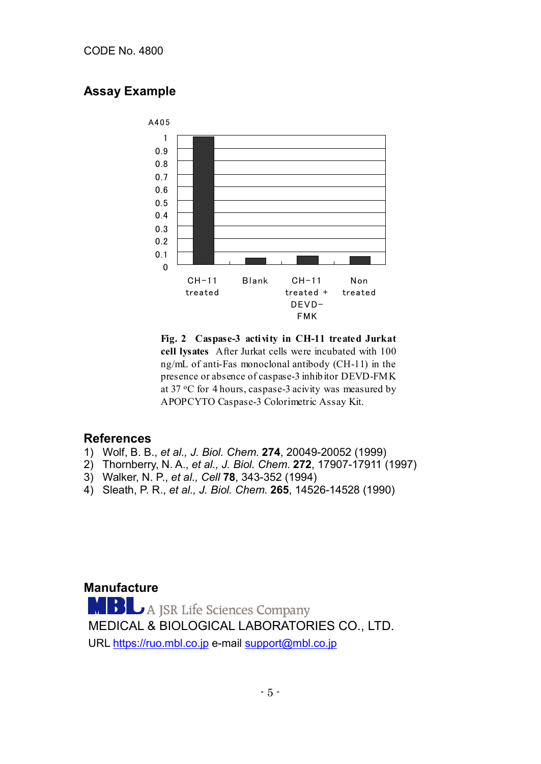CODE No. 4800

## Assay Example

**Fig. 2 Caspase-3 activity in CH-11 treated Jurkat cell lysates** After Jurkat cells were incubated with 100 ng/mL of anti-Fas monoclonal antibody (CH-11) in the presence or absence of caspase-3 inhibitor DEVD-FMK at 37 °C for 4 hours, caspase-3 acivity was measured by APOPCYTO Caspase-3 Colorimetric Assay Kit.

## References

1) Wolf, B. B., *et al., J. Biol. Chem.* **274**, 20049-20052 (1999)
2) Thornberry, N. A., *et al., J. Biol. Chem.* **272**, 17907-17911 (1997)
3) Walker, N. P., *et al., Cell* **78**, 343-352 (1994)
4) Sleath, P. R., *et al., J. Biol. Chem.* **265**, 14526-14528 (1990)

## Manufacture

MBL A JSR Life Sciences Company

MEDICAL & BIOLOGICAL LABORATORIES CO., LTD.

URL https://ruo.mbl.co.jp e-mail support@mbl.co.jp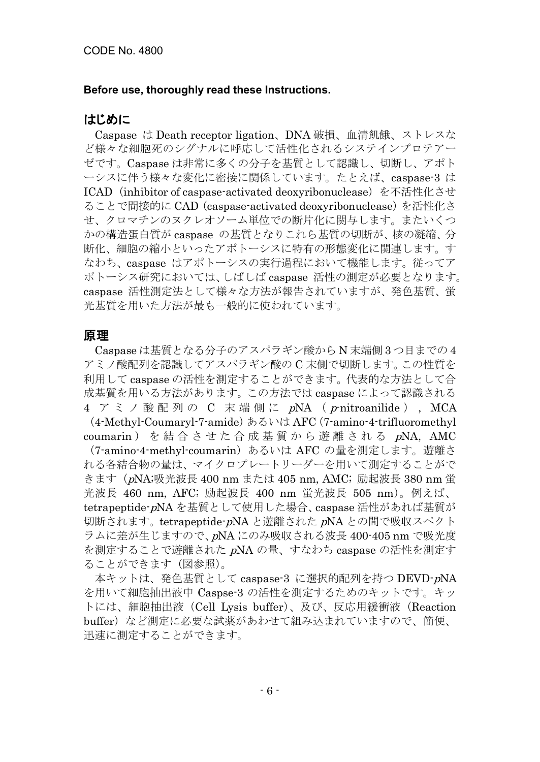CODE No. 4800

**Before use, thoroughly read these Instructions.**

## はじめに

Caspase は Death receptor ligation、DNA 破損、血清飢餓、ストレスなど様々な細胞死のシグナルに呼応して活性化されるシステインプロテアーゼです。Caspase は非常に多くの分子を基質として認識し、切断し、アポトーシスに伴う様々な変化に密接に関係しています。たとえば、caspase-3 は ICAD（inhibitor of caspase-activated deoxyribonuclease）を不活性化させることで間接的に CAD（caspase-activated deoxyribonuclease）を活性化させ、クロマチンのヌクレオソーム単位での断片化に関与します。またいくつかの構造蛋白質が caspase の基質となりこれら基質の切断が、核の凝縮、分断化、細胞の縮小といったアポトーシスに特有の形態変化に関連します。すなわち、caspase はアポトーシスの実行過程において機能します。従ってアポトーシス研究においては、しばしば caspase 活性の測定が必要となります。caspase 活性測定法として様々な方法が報告されていますが、発色基質、蛍光基質を用いた方法が最も一般的に使われています。

## 原理

Caspase は基質となる分子のアスパラギン酸から N 末端側 3 つ目までの 4 アミノ酸配列を認識してアスパラギン酸の C 末側で切断します。この性質を利用して caspase の活性を測定することができます。代表的な方法として合成基質を用いる方法があります。この方法では caspase によって認識される 4 アミノ酸配列の C 末端側に *p*NA（*p*-nitroanilide）, MCA（4-Methyl-Coumaryl-7-amide）あるいは AFC（7-amino-4-trifluoromethyl coumarin）を結合させた合成基質から遊離される *p*NA, AMC（7-amino-4-methyl-coumarin）あるいは AFC の量を測定します。遊離される各結合物の量は、マイクロプレートリーダーを用いて測定することができます（*p*NA;吸光波長 400 nm または 405 nm, AMC; 励起波長 380 nm 蛍光波長 460 nm, AFC; 励起波長 400 nm 蛍光波長 505 nm）。例えば、tetrapeptide-*p*NA を基質として使用した場合、caspase 活性があれば基質が切断されます。tetrapeptide-*p*NA と遊離された *p*NA との間で吸収スペクトラムに差が生じますので、*p*NA にのみ吸収される波長 400-405 nm で吸光度を測定することで遊離された *p*NA の量、すなわち caspase の活性を測定することができます（図参照）。

本キットは、発色基質として caspase-3 に選択的配列を持つ DEVD-*p*NA を用いて細胞抽出液中 Caspse-3 の活性を測定するためのキットです。キットには、細胞抽出液（Cell Lysis buffer）、及び、反応用緩衝液（Reaction buffer）など測定に必要な試薬があわせて組み込まれていますので、簡便、迅速に測定することができます。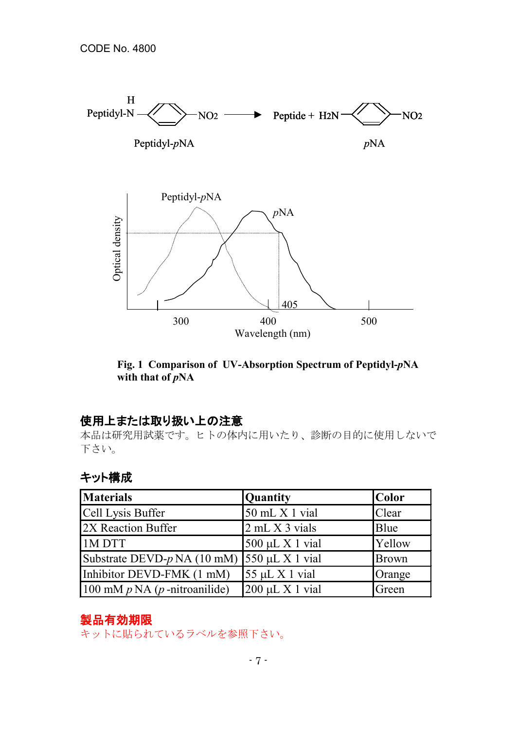CODE No. 4800

Peptidyl-pNA → Peptide + $H_2N$–(benzene)–$NO_2$ (pNA)

Fig. 1 **Comparison of UV-Absorption Spectrum of Peptidyl-*p*NA with that of *p*NA**

## 使用上または取り扱い上の注意

本品は研究用試薬です。ヒトの体内に用いたり、診断の目的に使用しないで下さい。

## キット構成

| Materials | Quantity | Color |
|---|---|---|
| Cell Lysis Buffer | 50 mL X 1 vial | Clear |
| 2X Reaction Buffer | 2 mL X 3 vials | Blue |
| 1M DTT | 500 µL X 1 vial | Yellow |
| Substrate DEVD-*p* NA (10 mM) | 550 µL X 1 vial | Brown |
| Inhibitor DEVD-FMK (1 mM) | 55 µL X 1 vial | Orange |
| 100 mM *p* NA (*p* -nitroanilide) | 200 µL X 1 vial | Green |

## 製品有効期限

キットに貼られているラベルを参照下さい。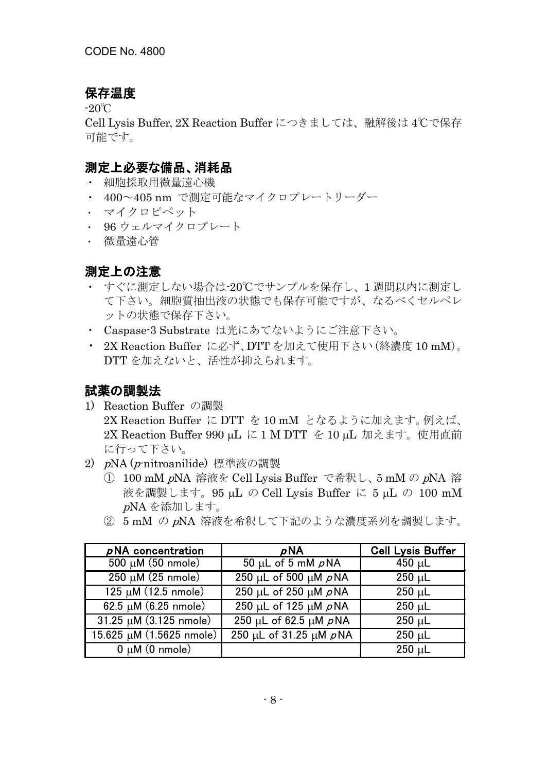CODE No. 4800

## 保存温度

-20℃

Cell Lysis Buffer, 2X Reaction Buffer につきましては、融解後は 4℃で保存可能です。

## 測定上必要な備品、消耗品

- 細胞採取用微量遠心機
- 400～405 nm で測定可能なマイクロプレートリーダー
- マイクロピペット
- 96 ウェルマイクロプレート
- 微量遠心管

## 測定上の注意

- すぐに測定しない場合は-20℃でサンプルを保存し、1 週間以内に測定して下さい。細胞質抽出液の状態でも保存可能ですが、なるべくセルペレットの状態で保存下さい。
- Caspase-3 Substrate は光にあてないようにご注意下さい。
- 2X Reaction Buffer に必ず、DTT を加えて使用下さい（終濃度 10 mM）。DTT を加えないと、活性が抑えられます。

## 試薬の調製法

1) Reaction Buffer の調製
   2X Reaction Buffer に DTT を 10 mM となるように加えます。例えば、2X Reaction Buffer 990 μL に 1 M DTT を 10 μL 加えます。使用直前に行って下さい。
2) *p*NA (*p*-nitroanilide) 標準液の調製
   ① 100 mM *p*NA 溶液を Cell Lysis Buffer で希釈し、5 mM の *p*NA 溶液を調製します。95 μL の Cell Lysis Buffer に 5 μL の 100 mM *p*NA を添加します。
   ② 5 mM の *p*NA 溶液を希釈して下記のような濃度系列を調製します。

| *p*NA concentration | *p*NA | Cell Lysis Buffer |
|---|---|---|
| 500 μM (50 nmole) | 50 μL of 5 mM *p*NA | 450 μL |
| 250 μM (25 nmole) | 250 μL of 500 μM *p*NA | 250 μL |
| 125 μM (12.5 nmole) | 250 μL of 250 μM *p*NA | 250 μL |
| 62.5 μM (6.25 nmole) | 250 μL of 125 μM *p*NA | 250 μL |
| 31.25 μM (3.125 nmole) | 250 μL of 62.5 μM *p*NA | 250 μL |
| 15.625 μM (1.5625 nmole) | 250 μL of 31.25 μM *p*NA | 250 μL |
| 0 μM (0 nmole) | | 250 μL |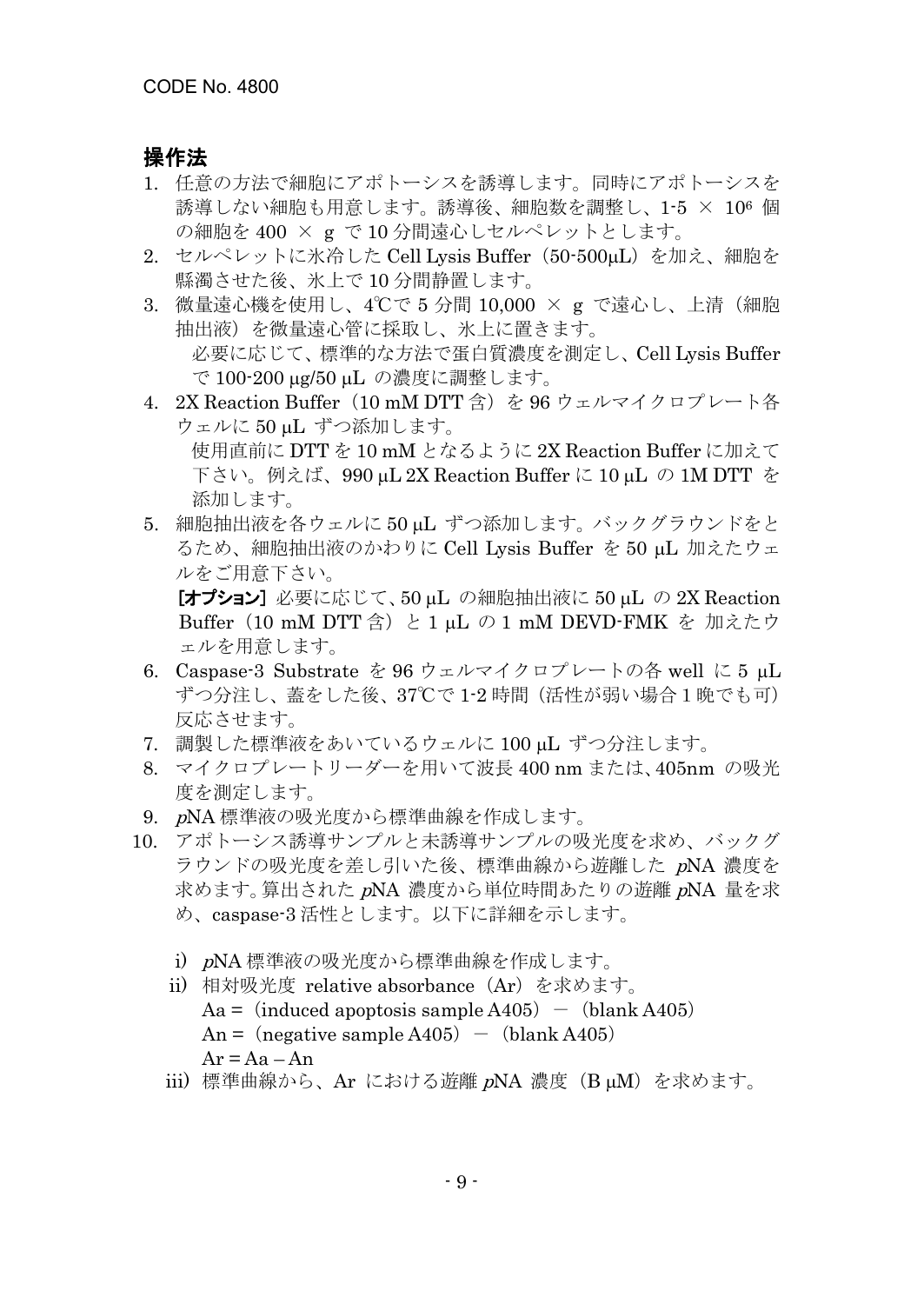CODE No. 4800

## 操作法

1. 任意の方法で細胞にアポトーシスを誘導します。同時にアポトーシスを誘導しない細胞も用意します。誘導後、細胞数を調整し、1-5 × $10^6$ 個の細胞を 400 × g で 10 分間遠心しセルペレットとします。
2. セルペレットに氷冷した Cell Lysis Buffer（50-500μL）を加え、細胞を懸濁させた後、氷上で 10 分間静置します。
3. 微量遠心機を使用し、4℃で 5 分間 10,000 × g で遠心し、上清（細胞抽出液）を微量遠心管に採取し、氷上に置きます。
   必要に応じて、標準的な方法で蛋白質濃度を測定し、Cell Lysis Buffer で 100-200 μg/50 μL の濃度に調整します。
4. 2X Reaction Buffer（10 mM DTT 含）を 96 ウェルマイクロプレート各ウェルに 50 μL ずつ添加します。
   使用直前に DTT を 10 mM となるように 2X Reaction Buffer に加えて下さい。例えば、990 μL 2X Reaction Buffer に 10 μL の 1M DTT を添加します。
5. 細胞抽出液を各ウェルに 50 μL ずつ添加します。バックグラウンドをとるため、細胞抽出液のかわりに Cell Lysis Buffer を 50 μL 加えたウェルをご用意下さい。
   **［オプション］** 必要に応じて、50 μL の細胞抽出液に 50 μL の 2X Reaction Buffer（10 mM DTT 含）と 1 μL の 1 mM DEVD-FMK を 加えたウェルを用意します。
6. Caspase-3 Substrate を 96 ウェルマイクロプレートの各 well に 5 μL ずつ分注し、蓋をした後、37℃で 1-2 時間（活性が弱い場合 1 晩でも可）反応させます。
7. 調製した標準液をあいているウェルに 100 μL ずつ分注します。
8. マイクロプレートリーダーを用いて波長 400 nm または、405nm の吸光度を測定します。
9. *p*NA 標準液の吸光度から標準曲線を作成します。
10. アポトーシス誘導サンプルと未誘導サンプルの吸光度を求め、バックグラウンドの吸光度を差し引いた後、標準曲線から遊離した *p*NA 濃度を求めます。算出された *p*NA 濃度から単位時間あたりの遊離 *p*NA 量を求め、caspase-3 活性とします。以下に詳細を示します。

    i) *p*NA 標準液の吸光度から標準曲線を作成します。

    ii) 相対吸光度 relative absorbance（Ar）を求めます。

    $Aa$ =（induced apoptosis sample $A405$）－（blank $A405$）

    $An$ =（negative sample $A405$）－（blank $A405$）

    $Ar = Aa - An$

    iii) 標準曲線から、Ar における遊離 *p*NA 濃度（B μM）を求めます。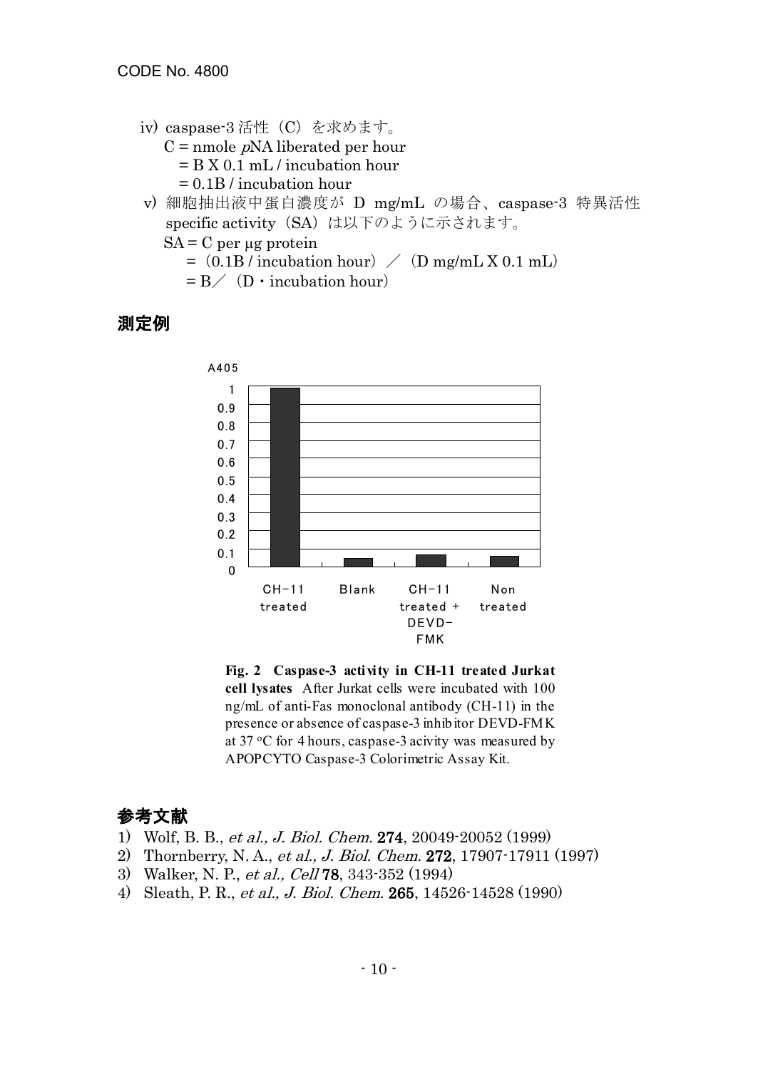iv) caspase-3 活性（C）を求めます。

$C$ = nmole $p$NA liberated per hour
= $B$ X 0.1 mL / incubation hour
= $0.1B$ / incubation hour

v) 細胞抽出液中蛋白濃度が D mg/mL の場合、caspase-3 特異活性 specific activity（SA）は以下のように示されます。

SA = C per μg protein
=（0.1B / incubation hour）／（D mg/mL X 0.1 mL）
= B／（D・incubation hour）

## 測定例

**Fig. 2 Caspase-3 activity in CH-11 treated Jurkat cell lysates** After Jurkat cells were incubated with 100 ng/mL of anti-Fas monoclonal antibody (CH-11) in the presence or absence of caspase-3 inhibitor DEVD-FMK at 37 °C for 4 hours, caspase-3 acivity was measured by APOPCYTO Caspase-3 Colorimetric Assay Kit.

## 参考文献

1) Wolf, B. B., *et al., J. Biol. Chem.* **274**, 20049-20052 (1999)
2) Thornberry, N. A., *et al., J. Biol. Chem.* **272**, 17907-17911 (1997)
3) Walker, N. P., *et al., Cell* **78**, 343-352 (1994)
4) Sleath, P. R., *et al., J. Biol. Chem.* **265**, 14526-14528 (1990)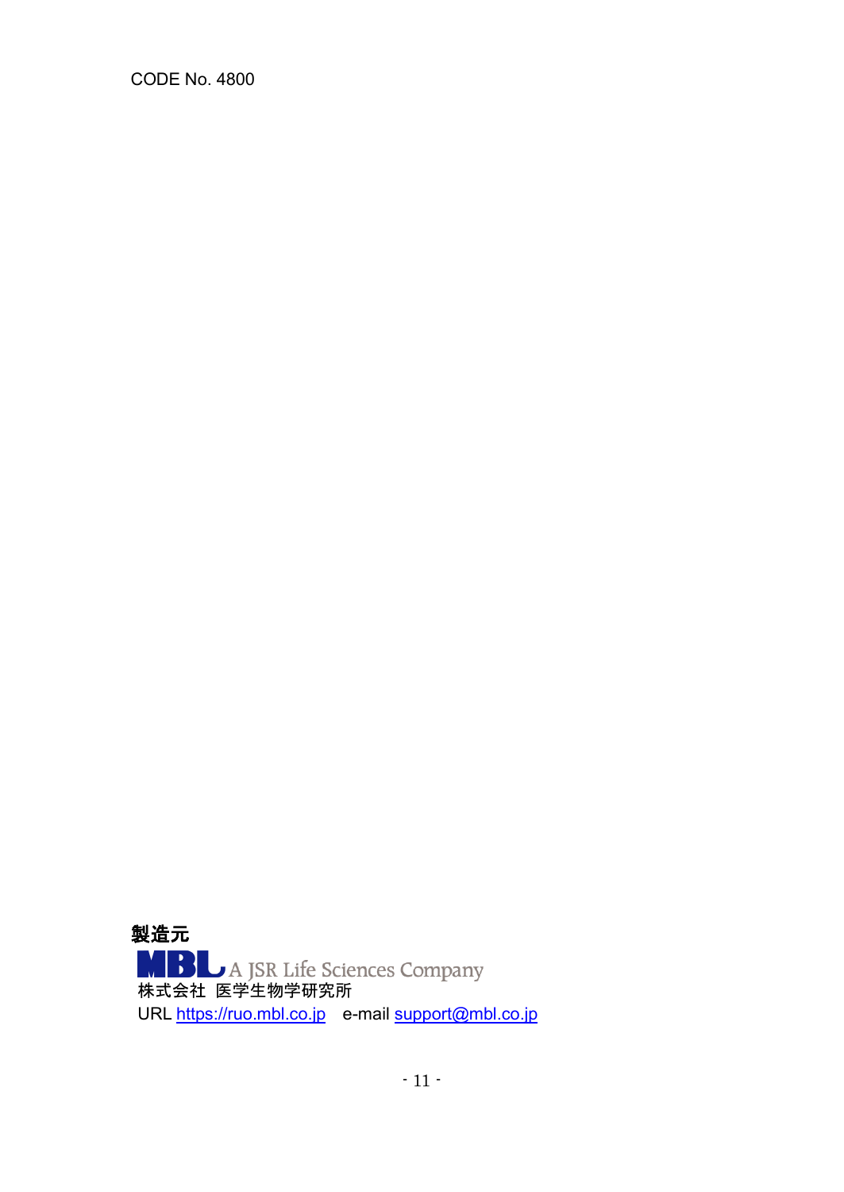CODE No. 4800

**製造元**

MBL A JSR Life Sciences Company

株式会社 医学生物学研究所

URL https://ruo.mbl.co.jp　e-mail support@mbl.co.jp